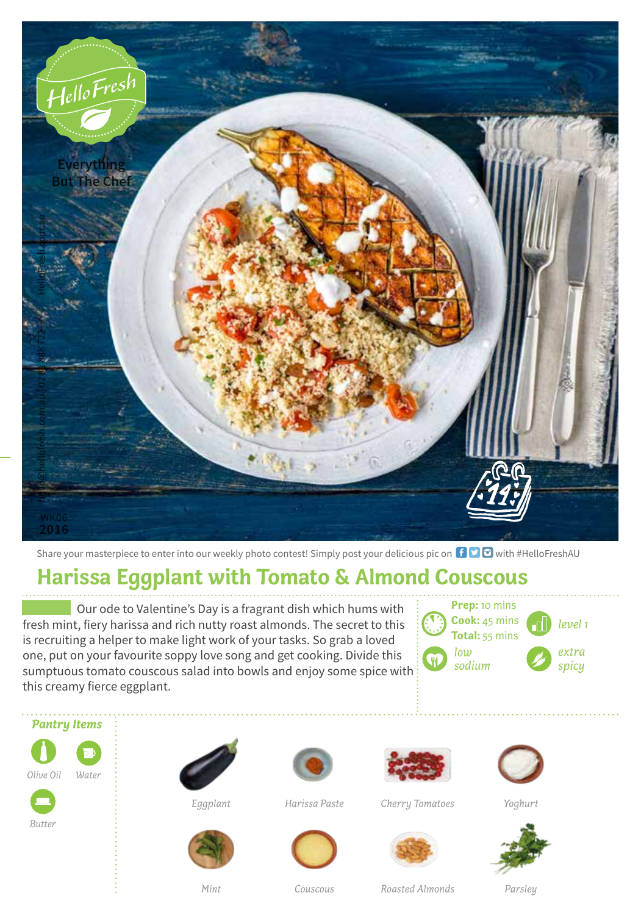HelloFresh

Everything But The Chef

HelloFresh.com.au

hello@hellofresh.com.au | 02 8188 8722

WK06 2016

Share your masterpiece to enter into our weekly photo contest! Simply post your delicious pic on with #HelloFreshAU

# Harissa Eggplant with Tomato & Almond Couscous

Our ode to Valentine's Day is a fragrant dish which hums with fresh mint, fiery harissa and rich nutty roast almonds. The secret to this is recruiting a helper to make light work of your tasks. So grab a loved one, put on your favourite soppy love song and get cooking. Divide this sumptuous tomato couscous salad into bowls and enjoy some spice with this creamy fierce eggplant.

**Prep:** 10 mins
**Cook:** 45 mins
**Total:** 55 mins

level 1

low sodium

extra spicy

## *Pantry Items*

- Olive Oil
- Water
- Butter

## Ingredients

- Eggplant
- Harissa Paste
- Cherry Tomatoes
- Yoghurt
- Mint
- Couscous
- Roasted Almonds
- Parsley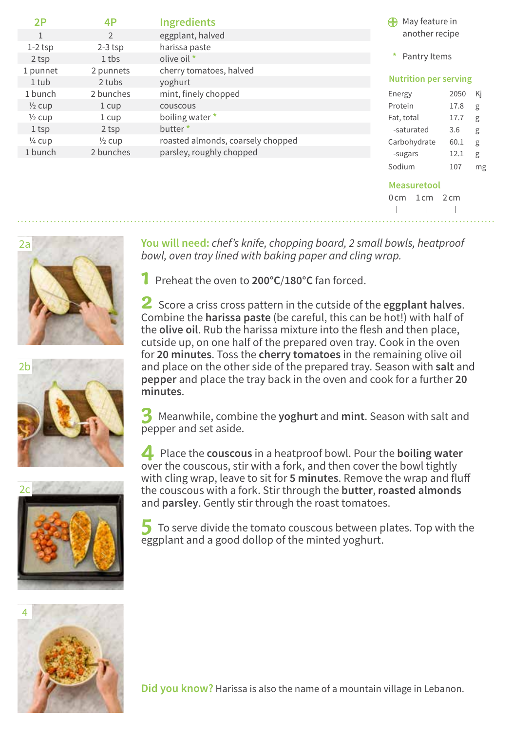| 2P | 4P | Ingredients |
|---|---|---|
| 1 | 2 | eggplant, halved |
| 1-2 tsp | 2-3 tsp | harissa paste |
| 2 tsp | 1 tbs | olive oil * |
| 1 punnet | 2 punnets | cherry tomatoes, halved |
| 1 tub | 2 tubs | yoghurt |
| 1 bunch | 2 bunches | mint, finely chopped |
| ½ cup | 1 cup | couscous |
| ½ cup | 1 cup | boiling water * |
| 1 tsp | 2 tsp | butter * |
| ¼ cup | ½ cup | roasted almonds, coarsely chopped |
| 1 bunch | 2 bunches | parsley, roughly chopped |

May feature in another recipe

\* Pantry Items

## Nutrition per serving

| | | |
|---|---|---|
| Energy | 2050 | Kj |
| Protein | 17.8 | g |
| Fat, total | 17.7 | g |
| -saturated | 3.6 | g |
| Carbohydrate | 60.1 | g |
| -sugars | 12.1 | g |
| Sodium | 107 | mg |

## Measuretool

0 cm 1 cm 2 cm

**You will need:** *chef's knife, chopping board, 2 small bowls, heatproof bowl, oven tray lined with baking paper and cling wrap.*

**1** Preheat the oven to **200°C/180°C** fan forced.

**2** Score a criss cross pattern in the cutside of the **eggplant halves**. Combine the **harissa paste** (be careful, this can be hot!) with half of the **olive oil**. Rub the harissa mixture into the flesh and then place, cutside up, on one half of the prepared oven tray. Cook in the oven for **20 minutes**. Toss the **cherry tomatoes** in the remaining olive oil and place on the other side of the prepared tray. Season with **salt** and **pepper** and place the tray back in the oven and cook for a further **20 minutes**.

**3** Meanwhile, combine the **yoghurt** and **mint**. Season with salt and pepper and set aside.

**4** Place the **couscous** in a heatproof bowl. Pour the **boiling water** over the couscous, stir with a fork, and then cover the bowl tightly with cling wrap, leave to sit for **5 minutes**. Remove the wrap and fluff the couscous with a fork. Stir through the **butter**, **roasted almonds** and **parsley**. Gently stir through the roast tomatoes.

**5** To serve divide the tomato couscous between plates. Top with the eggplant and a good dollop of the minted yoghurt.

2a

2b

2c

4

**Did you know?** Harissa is also the name of a mountain village in Lebanon.